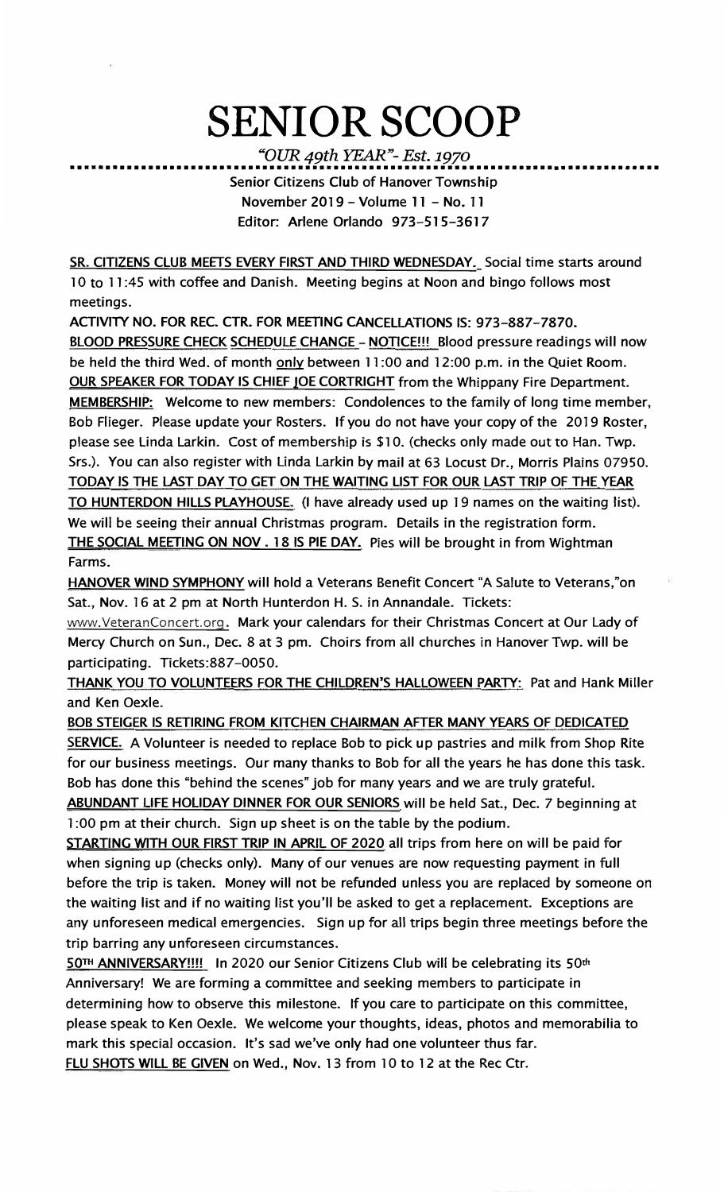# SENIOR SCOOP

*"OUR 49th YEAR"- Est. 1970*

Senior Citizens Club of Hanover Township
November 2019 – Volume 11 – No. 11
Editor: Arlene Orlando 973-515-3617

**SR. CITIZENS CLUB MEETS EVERY FIRST AND THIRD WEDNESDAY.** Social time starts around 10 to 11:45 with coffee and Danish. Meeting begins at Noon and bingo follows most meetings.

**ACTIVITY NO. FOR REC. CTR. FOR MEETING CANCELLATIONS IS: 973-887-7870.**

**BLOOD PRESSURE CHECK SCHEDULE CHANGE – NOTICE!!!** Blood pressure readings will now be held the third Wed. of month only between 11:00 and 12:00 p.m. in the Quiet Room.

**OUR SPEAKER FOR TODAY IS CHIEF JOE CORTRIGHT** from the Whippany Fire Department.

**MEMBERSHIP:** Welcome to new members: Condolences to the family of long time member, Bob Flieger. Please update your Rosters. If you do not have your copy of the 2019 Roster, please see Linda Larkin. Cost of membership is $10. (checks only made out to Han. Twp. Srs.). You can also register with Linda Larkin by mail at 63 Locust Dr., Morris Plains 07950.

**TODAY IS THE LAST DAY TO GET ON THE WAITING LIST FOR OUR LAST TRIP OF THE YEAR TO HUNTERDON HILLS PLAYHOUSE.** (I have already used up 19 names on the waiting list). We will be seeing their annual Christmas program. Details in the registration form.

**THE SOCIAL MEETING ON NOV . 18 IS PIE DAY.** Pies will be brought in from Wightman Farms.

**HANOVER WIND SYMPHONY** will hold a Veterans Benefit Concert "A Salute to Veterans,"on Sat., Nov. 16 at 2 pm at North Hunterdon H. S. in Annandale. Tickets: www.VeteranConcert.org. Mark your calendars for their Christmas Concert at Our Lady of Mercy Church on Sun., Dec. 8 at 3 pm. Choirs from all churches in Hanover Twp. will be participating. Tickets:887-0050.

**THANK YOU TO VOLUNTEERS FOR THE CHILDREN'S HALLOWEEN PARTY:** Pat and Hank Miller and Ken Oexle.

**BOB STEIGER IS RETIRING FROM KITCHEN CHAIRMAN AFTER MANY YEARS OF DEDICATED SERVICE.** A Volunteer is needed to replace Bob to pick up pastries and milk from Shop Rite for our business meetings. Our many thanks to Bob for all the years he has done this task. Bob has done this "behind the scenes" job for many years and we are truly grateful.

**ABUNDANT LIFE HOLIDAY DINNER FOR OUR SENIORS** will be held Sat., Dec. 7 beginning at 1:00 pm at their church. Sign up sheet is on the table by the podium.

**STARTING WITH OUR FIRST TRIP IN APRIL OF 2020** all trips from here on will be paid for when signing up (checks only). Many of our venues are now requesting payment in full before the trip is taken. Money will not be refunded unless you are replaced by someone on the waiting list and if no waiting list you'll be asked to get a replacement. Exceptions are any unforeseen medical emergencies. Sign up for all trips begin three meetings before the trip barring any unforeseen circumstances.

**50TH ANNIVERSARY!!!!** In 2020 our Senior Citizens Club will be celebrating its 50th Anniversary! We are forming a committee and seeking members to participate in determining how to observe this milestone. If you care to participate on this committee, please speak to Ken Oexle. We welcome your thoughts, ideas, photos and memorabilia to mark this special occasion. It's sad we've only had one volunteer thus far.

**FLU SHOTS WILL BE GIVEN** on Wed., Nov. 13 from 10 to 12 at the Rec Ctr.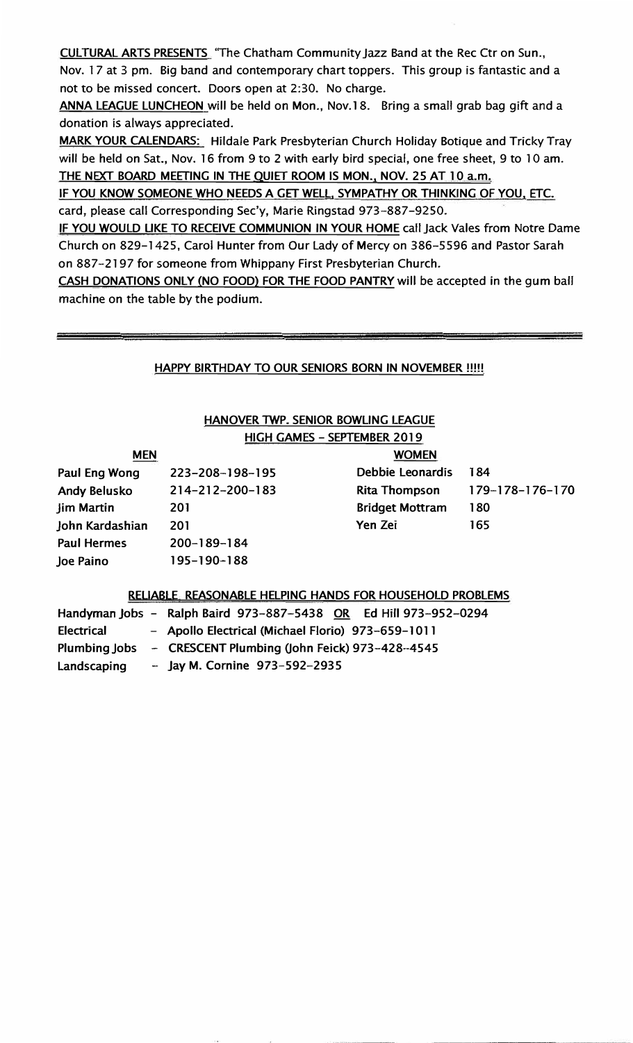**CULTURAL ARTS PRESENTS** "The Chatham Community Jazz Band at the Rec Ctr on Sun., Nov. 17 at 3 pm. Big band and contemporary chart toppers. This group is fantastic and a not to be missed concert. Doors open at 2:30. No charge.

**ANNA LEAGUE LUNCHEON** will be held on Mon., Nov.18. Bring a small grab bag gift and a donation is always appreciated.

**MARK YOUR CALENDARS:** Hildale Park Presbyterian Church Holiday Botique and Tricky Tray will be held on Sat., Nov. 16 from 9 to 2 with early bird special, one free sheet, 9 to 10 am.

**THE NEXT BOARD MEETING IN THE QUIET ROOM IS MON., NOV. 25 AT 10 a.m.**

**IF YOU KNOW SOMEONE WHO NEEDS A GET WELL, SYMPATHY OR THINKING OF YOU, ETC.** card, please call Corresponding Sec'y, Marie Ringstad 973-887-9250.

**IF YOU WOULD LIKE TO RECEIVE COMMUNION IN YOUR HOME** call Jack Vales from Notre Dame Church on 829-1425, Carol Hunter from Our Lady of Mercy on 386-5596 and Pastor Sarah on 887-2197 for someone from Whippany First Presbyterian Church.

**CASH DONATIONS ONLY (NO FOOD) FOR THE FOOD PANTRY** will be accepted in the gum ball machine on the table by the podium.

---

## HAPPY BIRTHDAY TO OUR SENIORS BORN IN NOVEMBER !!!!!

## HANOVER TWP. SENIOR BOWLING LEAGUE
## HIGH GAMES – SEPTEMBER 2019

| MEN | | WOMEN | |
|---|---|---|---|
| Paul Eng Wong | 223-208-198-195 | Debbie Leonardis | 184 |
| Andy Belusko | 214-212-200-183 | Rita Thompson | 179-178-176-170 |
| Jim Martin | 201 | Bridget Mottram | 180 |
| John Kardashian | 201 | Yen Zei | 165 |
| Paul Hermes | 200-189-184 | | |
| Joe Paino | 195-190-188 | | |

## RELIABLE, REASONABLE HELPING HANDS FOR HOUSEHOLD PROBLEMS

| | |
|---|---|
| Handyman Jobs | – Ralph Baird 973-887-5438 OR Ed Hill 973-952-0294 |
| Electrical | – Apollo Electrical (Michael Florio) 973-659-1011 |
| Plumbing Jobs | – CRESCENT Plumbing (John Feick) 973-428-4545 |
| Landscaping | – Jay M. Cornine 973-592-2935 |